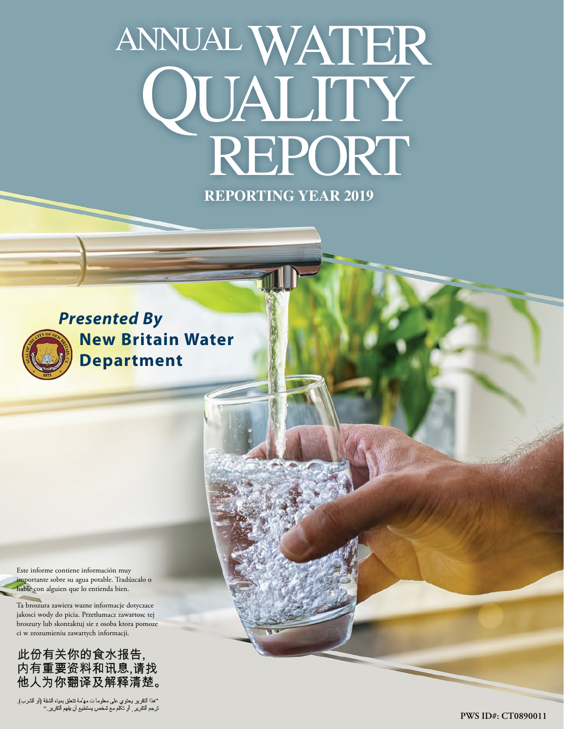# ANNUAL WATER QUALITY REPORT

**REPORTING YEAR 2019**

***Presented By***

**New Britain Water Department**

Este informe contiene información muy importante sobre su agua potable. Tradúzcalo o hable con alguien que lo entienda bien.

Ta broszura zawiera wazne informacje dotyczace jakosci wody do picia. Przetlumacz zawartosc tej broszury lub skontaktuj sie z osoba ktora pomoze ci w zrozumieniu zawartych informacji.

此份有关你的食水报告，内有重要资料和讯息，请找他人为你翻译及解释清楚。

"هذا التقرير يحتوي على معلومات مهمّة تتعلق بمياه الشفة (أو الشرب). ترجم التقرير، أو تكلم مع شخص يستطيع أن يفهم التقرير."

PWS ID#: CT0890011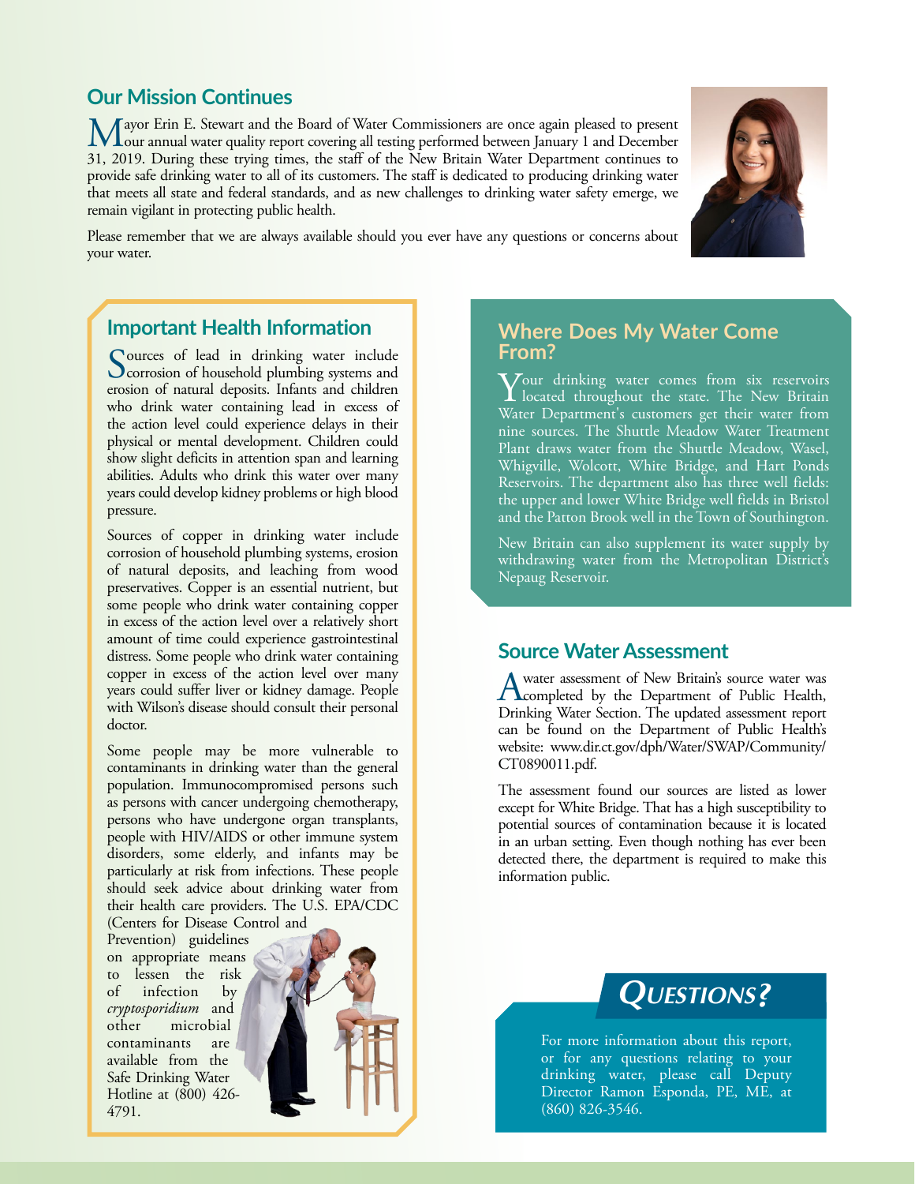## Our Mission Continues

Mayor Erin E. Stewart and the Board of Water Commissioners are once again pleased to present our annual water quality report covering all testing performed between January 1 and December 31, 2019. During these trying times, the staff of the New Britain Water Department continues to provide safe drinking water to all of its customers. The staff is dedicated to producing drinking water that meets all state and federal standards, and as new challenges to drinking water safety emerge, we remain vigilant in protecting public health.

Please remember that we are always available should you ever have any questions or concerns about your water.

## Important Health Information

Sources of lead in drinking water include corrosion of household plumbing systems and erosion of natural deposits. Infants and children who drink water containing lead in excess of the action level could experience delays in their physical or mental development. Children could show slight deficits in attention span and learning abilities. Adults who drink this water over many years could develop kidney problems or high blood pressure.

Sources of copper in drinking water include corrosion of household plumbing systems, erosion of natural deposits, and leaching from wood preservatives. Copper is an essential nutrient, but some people who drink water containing copper in excess of the action level over a relatively short amount of time could experience gastrointestinal distress. Some people who drink water containing copper in excess of the action level over many years could suffer liver or kidney damage. People with Wilson's disease should consult their personal doctor.

Some people may be more vulnerable to contaminants in drinking water than the general population. Immunocompromised persons such as persons with cancer undergoing chemotherapy, persons who have undergone organ transplants, people with HIV/AIDS or other immune system disorders, some elderly, and infants may be particularly at risk from infections. These people should seek advice about drinking water from their health care providers. The U.S. EPA/CDC (Centers for Disease Control and Prevention) guidelines on appropriate means to lessen the risk of infection by *cryptosporidium* and other microbial contaminants are available from the Safe Drinking Water Hotline at (800) 426-4791.

## Where Does My Water Come From?

Your drinking water comes from six reservoirs located throughout the state. The New Britain Water Department's customers get their water from nine sources. The Shuttle Meadow Water Treatment Plant draws water from the Shuttle Meadow, Wasel, Whigville, Wolcott, White Bridge, and Hart Ponds Reservoirs. The department also has three well fields: the upper and lower White Bridge well fields in Bristol and the Patton Brook well in the Town of Southington.

New Britain can also supplement its water supply by withdrawing water from the Metropolitan District's Nepaug Reservoir.

## Source Water Assessment

A water assessment of New Britain's source water was completed by the Department of Public Health, Drinking Water Section. The updated assessment report can be found on the Department of Public Health's website: www.dir.ct.gov/dph/Water/SWAP/Community/CT0890011.pdf.

The assessment found our sources are listed as lower except for White Bridge. That has a high susceptibility to potential sources of contamination because it is located in an urban setting. Even though nothing has ever been detected there, the department is required to make this information public.

## Questions?

For more information about this report, or for any questions relating to your drinking water, please call Deputy Director Ramon Esponda, PE, ME, at (860) 826-3546.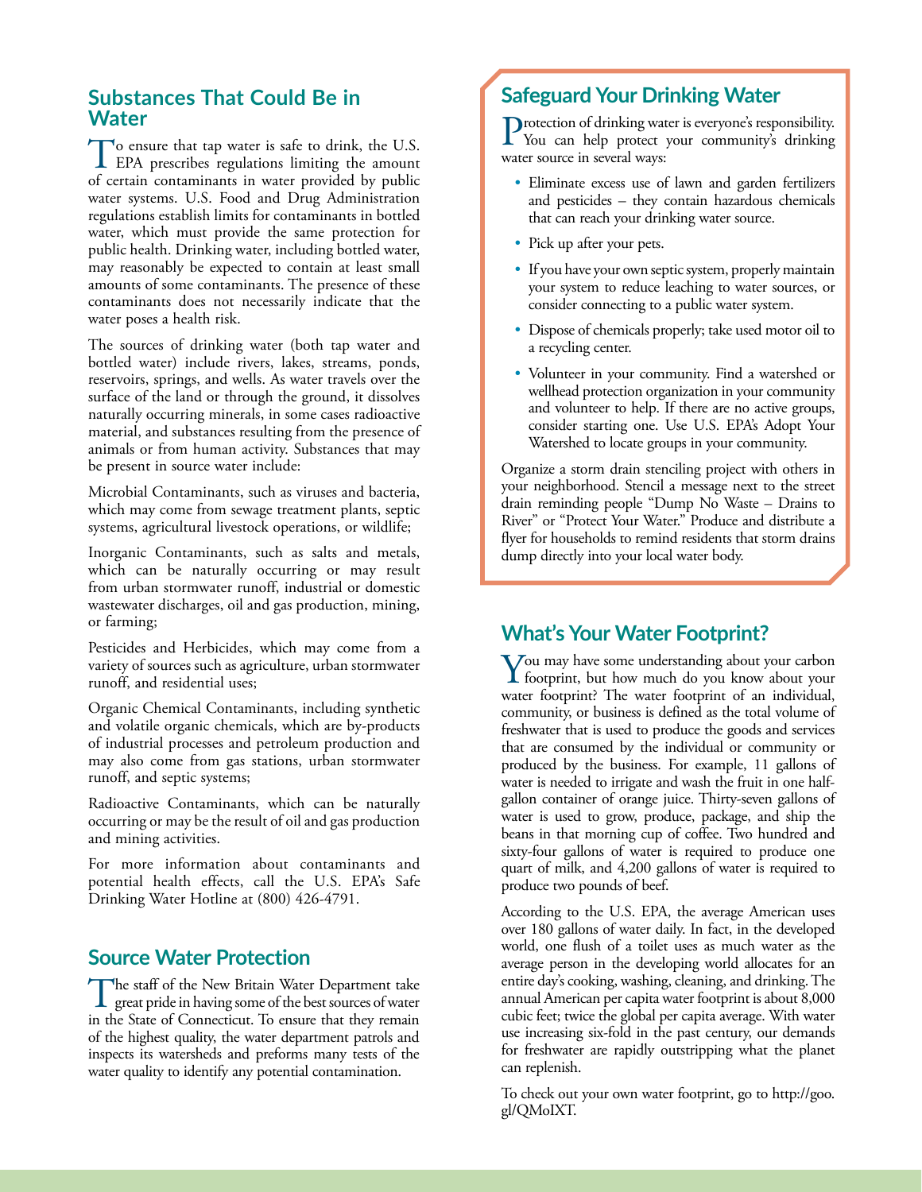## Substances That Could Be in Water

To ensure that tap water is safe to drink, the U.S. EPA prescribes regulations limiting the amount of certain contaminants in water provided by public water systems. U.S. Food and Drug Administration regulations establish limits for contaminants in bottled water, which must provide the same protection for public health. Drinking water, including bottled water, may reasonably be expected to contain at least small amounts of some contaminants. The presence of these contaminants does not necessarily indicate that the water poses a health risk.

The sources of drinking water (both tap water and bottled water) include rivers, lakes, streams, ponds, reservoirs, springs, and wells. As water travels over the surface of the land or through the ground, it dissolves naturally occurring minerals, in some cases radioactive material, and substances resulting from the presence of animals or from human activity. Substances that may be present in source water include:

Microbial Contaminants, such as viruses and bacteria, which may come from sewage treatment plants, septic systems, agricultural livestock operations, or wildlife;

Inorganic Contaminants, such as salts and metals, which can be naturally occurring or may result from urban stormwater runoff, industrial or domestic wastewater discharges, oil and gas production, mining, or farming;

Pesticides and Herbicides, which may come from a variety of sources such as agriculture, urban stormwater runoff, and residential uses;

Organic Chemical Contaminants, including synthetic and volatile organic chemicals, which are by-products of industrial processes and petroleum production and may also come from gas stations, urban stormwater runoff, and septic systems;

Radioactive Contaminants, which can be naturally occurring or may be the result of oil and gas production and mining activities.

For more information about contaminants and potential health effects, call the U.S. EPA's Safe Drinking Water Hotline at (800) 426-4791.

## Source Water Protection

The staff of the New Britain Water Department take great pride in having some of the best sources of water in the State of Connecticut. To ensure that they remain of the highest quality, the water department patrols and inspects its watersheds and preforms many tests of the water quality to identify any potential contamination.

## Safeguard Your Drinking Water

Protection of drinking water is everyone's responsibility. You can help protect your community's drinking water source in several ways:

- Eliminate excess use of lawn and garden fertilizers and pesticides – they contain hazardous chemicals that can reach your drinking water source.
- Pick up after your pets.
- If you have your own septic system, properly maintain your system to reduce leaching to water sources, or consider connecting to a public water system.
- Dispose of chemicals properly; take used motor oil to a recycling center.
- Volunteer in your community. Find a watershed or wellhead protection organization in your community and volunteer to help. If there are no active groups, consider starting one. Use U.S. EPA's Adopt Your Watershed to locate groups in your community.

Organize a storm drain stenciling project with others in your neighborhood. Stencil a message next to the street drain reminding people "Dump No Waste – Drains to River" or "Protect Your Water." Produce and distribute a flyer for households to remind residents that storm drains dump directly into your local water body.

## What's Your Water Footprint?

You may have some understanding about your carbon footprint, but how much do you know about your water footprint? The water footprint of an individual, community, or business is defined as the total volume of freshwater that is used to produce the goods and services that are consumed by the individual or community or produced by the business. For example, 11 gallons of water is needed to irrigate and wash the fruit in one half-gallon container of orange juice. Thirty-seven gallons of water is used to grow, produce, package, and ship the beans in that morning cup of coffee. Two hundred and sixty-four gallons of water is required to produce one quart of milk, and 4,200 gallons of water is required to produce two pounds of beef.

According to the U.S. EPA, the average American uses over 180 gallons of water daily. In fact, in the developed world, one flush of a toilet uses as much water as the average person in the developing world allocates for an entire day's cooking, washing, cleaning, and drinking. The annual American per capita water footprint is about 8,000 cubic feet; twice the global per capita average. With water use increasing six-fold in the past century, our demands for freshwater are rapidly outstripping what the planet can replenish.

To check out your own water footprint, go to http://goo.gl/QMoIXT.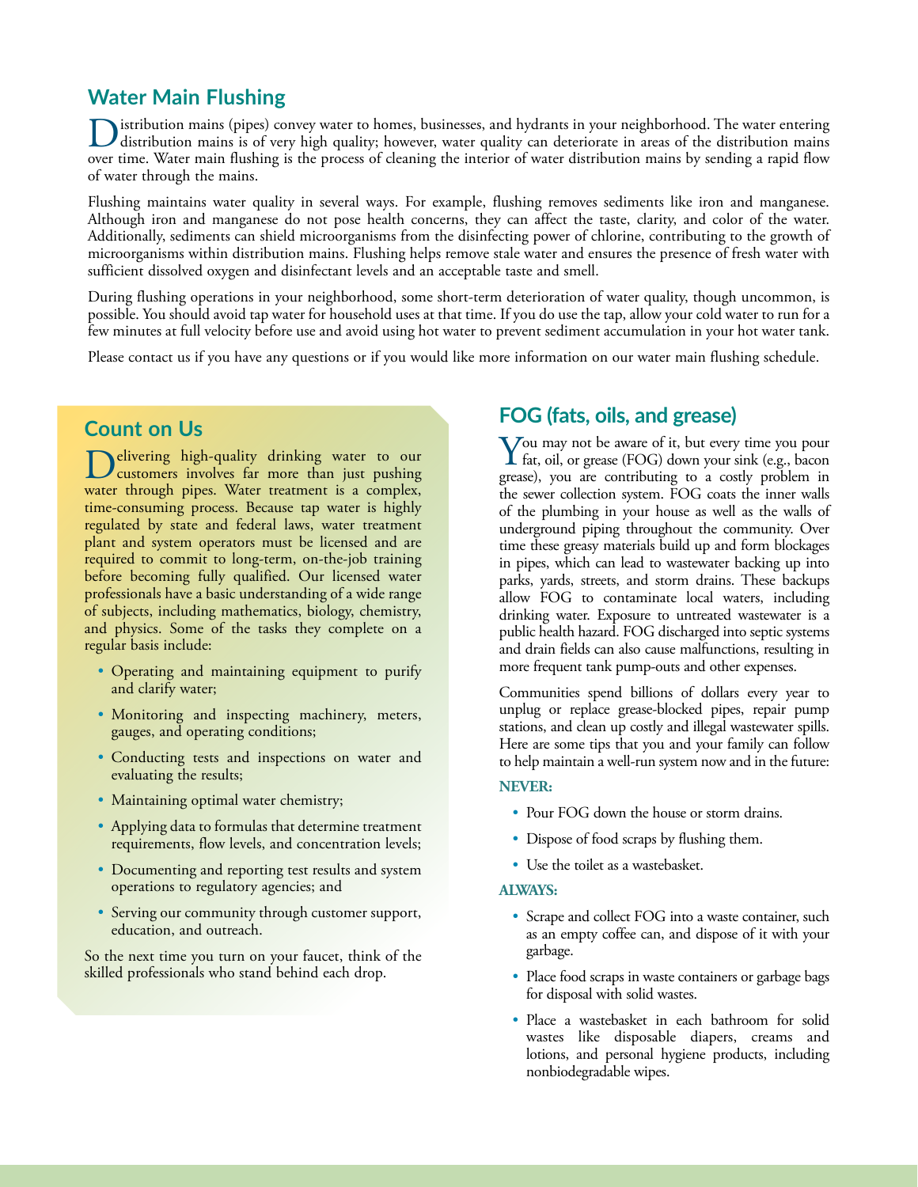## Water Main Flushing

Distribution mains (pipes) convey water to homes, businesses, and hydrants in your neighborhood. The water entering distribution mains is of very high quality; however, water quality can deteriorate in areas of the distribution mains over time. Water main flushing is the process of cleaning the interior of water distribution mains by sending a rapid flow of water through the mains.

Flushing maintains water quality in several ways. For example, flushing removes sediments like iron and manganese. Although iron and manganese do not pose health concerns, they can affect the taste, clarity, and color of the water. Additionally, sediments can shield microorganisms from the disinfecting power of chlorine, contributing to the growth of microorganisms within distribution mains. Flushing helps remove stale water and ensures the presence of fresh water with sufficient dissolved oxygen and disinfectant levels and an acceptable taste and smell.

During flushing operations in your neighborhood, some short-term deterioration of water quality, though uncommon, is possible. You should avoid tap water for household uses at that time. If you do use the tap, allow your cold water to run for a few minutes at full velocity before use and avoid using hot water to prevent sediment accumulation in your hot water tank.

Please contact us if you have any questions or if you would like more information on our water main flushing schedule.

## Count on Us

Delivering high-quality drinking water to our customers involves far more than just pushing water through pipes. Water treatment is a complex, time-consuming process. Because tap water is highly regulated by state and federal laws, water treatment plant and system operators must be licensed and are required to commit to long-term, on-the-job training before becoming fully qualified. Our licensed water professionals have a basic understanding of a wide range of subjects, including mathematics, biology, chemistry, and physics. Some of the tasks they complete on a regular basis include:

- Operating and maintaining equipment to purify and clarify water;
- Monitoring and inspecting machinery, meters, gauges, and operating conditions;
- Conducting tests and inspections on water and evaluating the results;
- Maintaining optimal water chemistry;
- Applying data to formulas that determine treatment requirements, flow levels, and concentration levels;
- Documenting and reporting test results and system operations to regulatory agencies; and
- Serving our community through customer support, education, and outreach.

So the next time you turn on your faucet, think of the skilled professionals who stand behind each drop.

## FOG (fats, oils, and grease)

You may not be aware of it, but every time you pour fat, oil, or grease (FOG) down your sink (e.g., bacon grease), you are contributing to a costly problem in the sewer collection system. FOG coats the inner walls of the plumbing in your house as well as the walls of underground piping throughout the community. Over time these greasy materials build up and form blockages in pipes, which can lead to wastewater backing up into parks, yards, streets, and storm drains. These backups allow FOG to contaminate local waters, including drinking water. Exposure to untreated wastewater is a public health hazard. FOG discharged into septic systems and drain fields can also cause malfunctions, resulting in more frequent tank pump-outs and other expenses.

Communities spend billions of dollars every year to unplug or replace grease-blocked pipes, repair pump stations, and clean up costly and illegal wastewater spills. Here are some tips that you and your family can follow to help maintain a well-run system now and in the future:

**NEVER:**

- Pour FOG down the house or storm drains.
- Dispose of food scraps by flushing them.
- Use the toilet as a wastebasket.

**ALWAYS:**

- Scrape and collect FOG into a waste container, such as an empty coffee can, and dispose of it with your garbage.
- Place food scraps in waste containers or garbage bags for disposal with solid wastes.
- Place a wastebasket in each bathroom for solid wastes like disposable diapers, creams and lotions, and personal hygiene products, including nonbiodegradable wipes.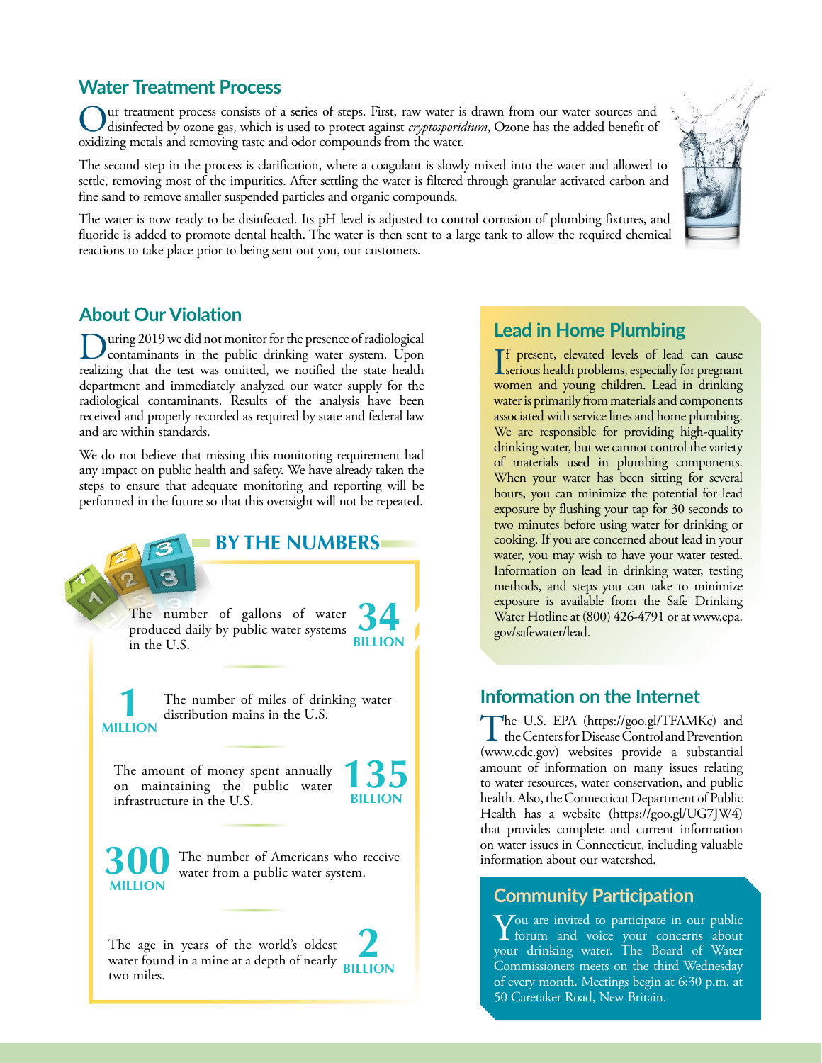## Water Treatment Process

Our treatment process consists of a series of steps. First, raw water is drawn from our water sources and disinfected by ozone gas, which is used to protect against *cryptosporidium*, Ozone has the added benefit of oxidizing metals and removing taste and odor compounds from the water.

The second step in the process is clarification, where a coagulant is slowly mixed into the water and allowed to settle, removing most of the impurities. After settling the water is filtered through granular activated carbon and fine sand to remove smaller suspended particles and organic compounds.

The water is now ready to be disinfected. Its pH level is adjusted to control corrosion of plumbing fixtures, and fluoride is added to promote dental health. The water is then sent to a large tank to allow the required chemical reactions to take place prior to being sent out you, our customers.

## About Our Violation

During 2019 we did not monitor for the presence of radiological contaminants in the public drinking water system. Upon realizing that the test was omitted, we notified the state health department and immediately analyzed our water supply for the radiological contaminants. Results of the analysis have been received and properly recorded as required by state and federal law and are within standards.

We do not believe that missing this monitoring requirement had any impact on public health and safety. We have already taken the steps to ensure that adequate monitoring and reporting will be performed in the future so that this oversight will not be repeated.

## BY THE NUMBERS

**34 BILLION** The number of gallons of water produced daily by public water systems in the U.S.

**1 MILLION** The number of miles of drinking water distribution mains in the U.S.

**135 BILLION** The amount of money spent annually on maintaining the public water infrastructure in the U.S.

**300 MILLION** The number of Americans who receive water from a public water system.

**2 BILLION** The age in years of the world's oldest water found in a mine at a depth of nearly two miles.

## Lead in Home Plumbing

If present, elevated levels of lead can cause serious health problems, especially for pregnant women and young children. Lead in drinking water is primarily from materials and components associated with service lines and home plumbing. We are responsible for providing high-quality drinking water, but we cannot control the variety of materials used in plumbing components. When your water has been sitting for several hours, you can minimize the potential for lead exposure by flushing your tap for 30 seconds to two minutes before using water for drinking or cooking. If you are concerned about lead in your water, you may wish to have your water tested. Information on lead in drinking water, testing methods, and steps you can take to minimize exposure is available from the Safe Drinking Water Hotline at (800) 426-4791 or at www.epa.gov/safewater/lead.

## Information on the Internet

The U.S. EPA (https://goo.gl/TFAMKc) and the Centers for Disease Control and Prevention (www.cdc.gov) websites provide a substantial amount of information on many issues relating to water resources, water conservation, and public health. Also, the Connecticut Department of Public Health has a website (https://goo.gl/UG7JW4) that provides complete and current information on water issues in Connecticut, including valuable information about our watershed.

## Community Participation

You are invited to participate in our public forum and voice your concerns about your drinking water. The Board of Water Commissioners meets on the third Wednesday of every month. Meetings begin at 6:30 p.m. at 50 Caretaker Road, New Britain.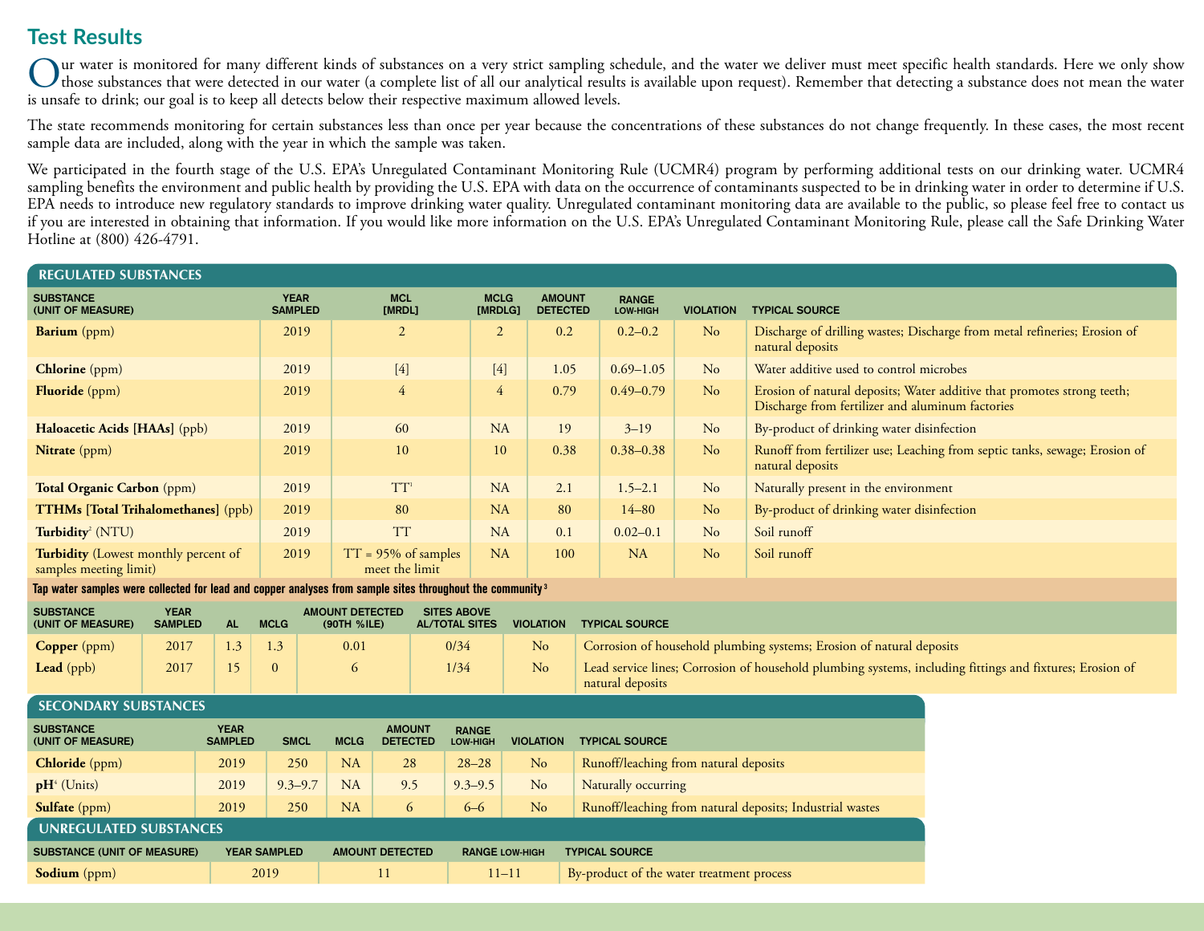## Test Results

Our water is monitored for many different kinds of substances on a very strict sampling schedule, and the water we deliver must meet specific health standards. Here we only show those substances that were detected in our water (a complete list of all our analytical results is available upon request). Remember that detecting a substance does not mean the water is unsafe to drink; our goal is to keep all detects below their respective maximum allowed levels.

The state recommends monitoring for certain substances less than once per year because the concentrations of these substances do not change frequently. In these cases, the most recent sample data are included, along with the year in which the sample was taken.

We participated in the fourth stage of the U.S. EPA's Unregulated Contaminant Monitoring Rule (UCMR4) program by performing additional tests on our drinking water. UCMR4 sampling benefits the environment and public health by providing the U.S. EPA with data on the occurrence of contaminants suspected to be in drinking water in order to determine if U.S. EPA needs to introduce new regulatory standards to improve drinking water quality. Unregulated contaminant monitoring data are available to the public, so please feel free to contact us if you are interested in obtaining that information. If you would like more information on the U.S. EPA's Unregulated Contaminant Monitoring Rule, please call the Safe Drinking Water Hotline at (800) 426-4791.

### REGULATED SUBSTANCES

| SUBSTANCE (UNIT OF MEASURE) | YEAR SAMPLED | MCL [MRDL] | MCLG [MRDLG] | AMOUNT DETECTED | RANGE LOW-HIGH | VIOLATION | TYPICAL SOURCE |
|---|---|---|---|---|---|---|---|
| **Barium** (ppm) | 2019 | 2 | 2 | 0.2 | 0.2–0.2 | No | Discharge of drilling wastes; Discharge from metal refineries; Erosion of natural deposits |
| **Chlorine** (ppm) | 2019 | [4] | [4] | 1.05 | 0.69–1.05 | No | Water additive used to control microbes |
| **Fluoride** (ppm) | 2019 | 4 | 4 | 0.79 | 0.49–0.79 | No | Erosion of natural deposits; Water additive that promotes strong teeth; Discharge from fertilizer and aluminum factories |
| **Haloacetic Acids [HAAs]** (ppb) | 2019 | 60 | NA | 19 | 3–19 | No | By-product of drinking water disinfection |
| **Nitrate** (ppm) | 2019 | 10 | 10 | 0.38 | 0.38–0.38 | No | Runoff from fertilizer use; Leaching from septic tanks, sewage; Erosion of natural deposits |
| **Total Organic Carbon** (ppm) | 2019 | TT[1] | NA | 2.1 | 1.5–2.1 | No | Naturally present in the environment |
| **TTHMs [Total Trihalomethanes]** (ppb) | 2019 | 80 | NA | 80 | 14–80 | No | By-product of drinking water disinfection |
| **Turbidity**[2] (NTU) | 2019 | TT | NA | 0.1 | 0.02–0.1 | No | Soil runoff |
| **Turbidity** (Lowest monthly percent of samples meeting limit) | 2019 | TT = 95% of samples meet the limit | NA | 100 | NA | No | Soil runoff |

**Tap water samples were collected for lead and copper analyses from sample sites throughout the community**[3]

| SUBSTANCE (UNIT OF MEASURE) | YEAR SAMPLED | AL | MCLG | AMOUNT DETECTED (90TH %ILE) | SITES ABOVE AL/TOTAL SITES | VIOLATION | TYPICAL SOURCE |
|---|---|---|---|---|---|---|---|
| **Copper** (ppm) | 2017 | 1.3 | 1.3 | 0.01 | 0/34 | No | Corrosion of household plumbing systems; Erosion of natural deposits |
| **Lead** (ppb) | 2017 | 15 | 0 | 6 | 1/34 | No | Lead service lines; Corrosion of household plumbing systems, including fittings and fixtures; Erosion of natural deposits |

### SECONDARY SUBSTANCES

| SUBSTANCE (UNIT OF MEASURE) | YEAR SAMPLED | SMCL | MCLG | AMOUNT DETECTED | RANGE LOW-HIGH | VIOLATION | TYPICAL SOURCE |
|---|---|---|---|---|---|---|---|
| **Chloride** (ppm) | 2019 | 250 | NA | 28 | 28–28 | No | Runoff/leaching from natural deposits |
| **pH**[4] (Units) | 2019 | 9.3–9.7 | NA | 9.5 | 9.3–9.5 | No | Naturally occurring |
| **Sulfate** (ppm) | 2019 | 250 | NA | 6 | 6–6 | No | Runoff/leaching from natural deposits; Industrial wastes |

### UNREGULATED SUBSTANCES

| SUBSTANCE (UNIT OF MEASURE) | YEAR SAMPLED | AMOUNT DETECTED | RANGE LOW-HIGH | TYPICAL SOURCE |
|---|---|---|---|---|
| **Sodium** (ppm) | 2019 | 11 | 11–11 | By-product of the water treatment process |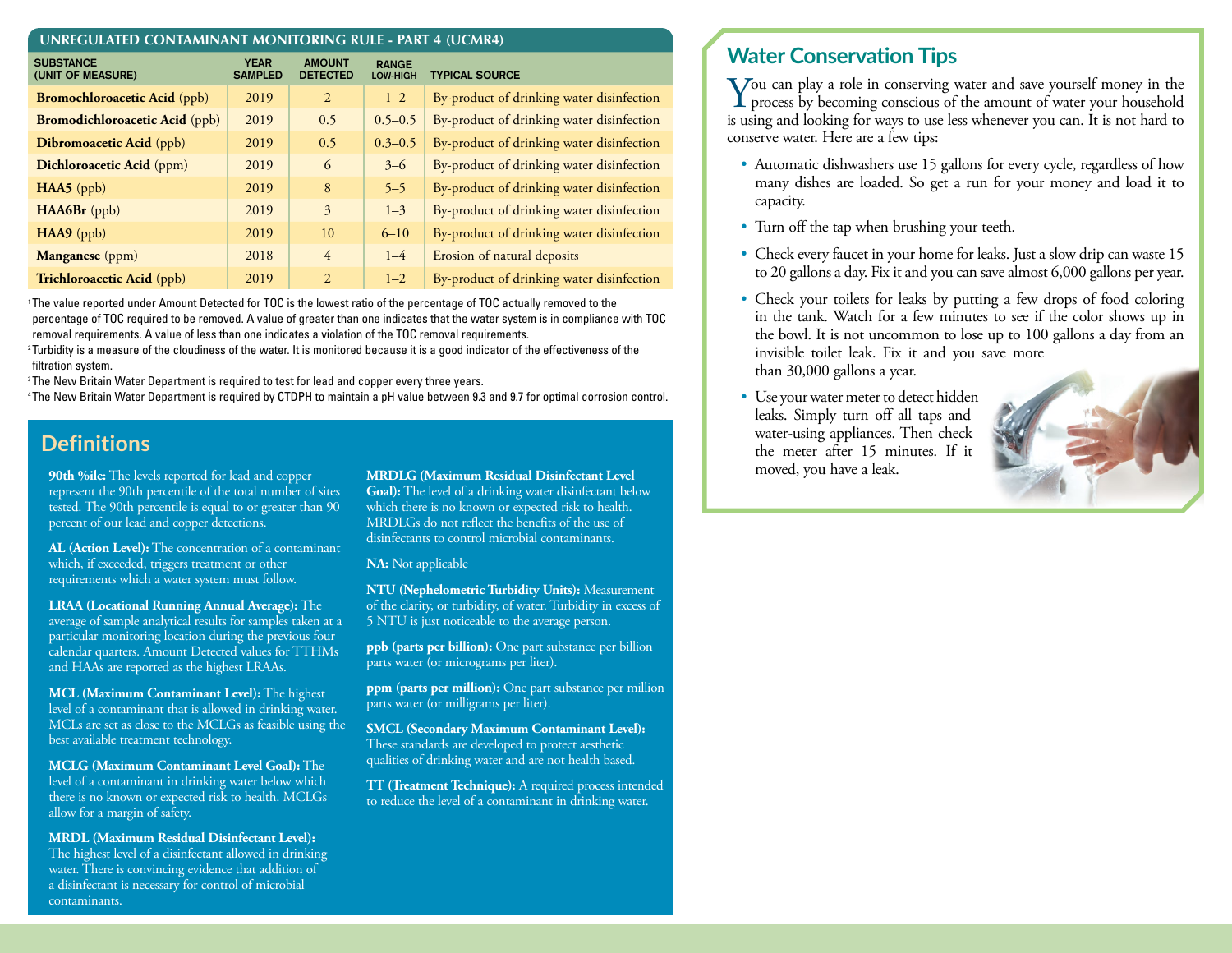## UNREGULATED CONTAMINANT MONITORING RULE - PART 4 (UCMR4)

| SUBSTANCE (UNIT OF MEASURE) | YEAR SAMPLED | AMOUNT DETECTED | RANGE LOW-HIGH | TYPICAL SOURCE |
|---|---|---|---|---|
| **Bromochloroacetic Acid** (ppb) | 2019 | 2 | 1–2 | By-product of drinking water disinfection |
| **Bromodichloroacetic Acid** (ppb) | 2019 | 0.5 | 0.5–0.5 | By-product of drinking water disinfection |
| **Dibromoacetic Acid** (ppb) | 2019 | 0.5 | 0.3–0.5 | By-product of drinking water disinfection |
| **Dichloroacetic Acid** (ppm) | 2019 | 6 | 3–6 | By-product of drinking water disinfection |
| **HAA5** (ppb) | 2019 | 8 | 5–5 | By-product of drinking water disinfection |
| **HAA6Br** (ppb) | 2019 | 3 | 1–3 | By-product of drinking water disinfection |
| **HAA9** (ppb) | 2019 | 10 | 6–10 | By-product of drinking water disinfection |
| **Manganese** (ppm) | 2018 | 4 | 1–4 | Erosion of natural deposits |
| **Trichloroacetic Acid** (ppb) | 2019 | 2 | 1–2 | By-product of drinking water disinfection |

[1] The value reported under Amount Detected for TOC is the lowest ratio of the percentage of TOC actually removed to the percentage of TOC required to be removed. A value of greater than one indicates that the water system is in compliance with TOC removal requirements. A value of less than one indicates a violation of the TOC removal requirements.

[2] Turbidity is a measure of the cloudiness of the water. It is monitored because it is a good indicator of the effectiveness of the filtration system.

[3] The New Britain Water Department is required to test for lead and copper every three years.

[4] The New Britain Water Department is required by CTDPH to maintain a pH value between 9.3 and 9.7 for optimal corrosion control.

## Definitions

**90th %ile:** The levels reported for lead and copper represent the 90th percentile of the total number of sites tested. The 90th percentile is equal to or greater than 90 percent of our lead and copper detections.

**AL (Action Level):** The concentration of a contaminant which, if exceeded, triggers treatment or other requirements which a water system must follow.

**LRAA (Locational Running Annual Average):** The average of sample analytical results for samples taken at a particular monitoring location during the previous four calendar quarters. Amount Detected values for TTHMs and HAAs are reported as the highest LRAAs.

**MCL (Maximum Contaminant Level):** The highest level of a contaminant that is allowed in drinking water. MCLs are set as close to the MCLGs as feasible using the best available treatment technology.

**MCLG (Maximum Contaminant Level Goal):** The level of a contaminant in drinking water below which there is no known or expected risk to health. MCLGs allow for a margin of safety.

**MRDL (Maximum Residual Disinfectant Level):** The highest level of a disinfectant allowed in drinking water. There is convincing evidence that addition of a disinfectant is necessary for control of microbial contaminants.

**MRDLG (Maximum Residual Disinfectant Level Goal):** The level of a drinking water disinfectant below which there is no known or expected risk to health. MRDLGs do not reflect the benefits of the use of disinfectants to control microbial contaminants.

**NA:** Not applicable

**NTU (Nephelometric Turbidity Units):** Measurement of the clarity, or turbidity, of water. Turbidity in excess of 5 NTU is just noticeable to the average person.

**ppb (parts per billion):** One part substance per billion parts water (or micrograms per liter).

**ppm (parts per million):** One part substance per million parts water (or milligrams per liter).

**SMCL (Secondary Maximum Contaminant Level):** These standards are developed to protect aesthetic qualities of drinking water and are not health based.

**TT (Treatment Technique):** A required process intended to reduce the level of a contaminant in drinking water.

## Water Conservation Tips

You can play a role in conserving water and save yourself money in the process by becoming conscious of the amount of water your household is using and looking for ways to use less whenever you can. It is not hard to conserve water. Here are a few tips:

- Automatic dishwashers use 15 gallons for every cycle, regardless of how many dishes are loaded. So get a run for your money and load it to capacity.
- Turn off the tap when brushing your teeth.
- Check every faucet in your home for leaks. Just a slow drip can waste 15 to 20 gallons a day. Fix it and you can save almost 6,000 gallons per year.
- Check your toilets for leaks by putting a few drops of food coloring in the tank. Watch for a few minutes to see if the color shows up in the bowl. It is not uncommon to lose up to 100 gallons a day from an invisible toilet leak. Fix it and you save more than 30,000 gallons a year.
- Use your water meter to detect hidden leaks. Simply turn off all taps and water-using appliances. Then check the meter after 15 minutes. If it moved, you have a leak.